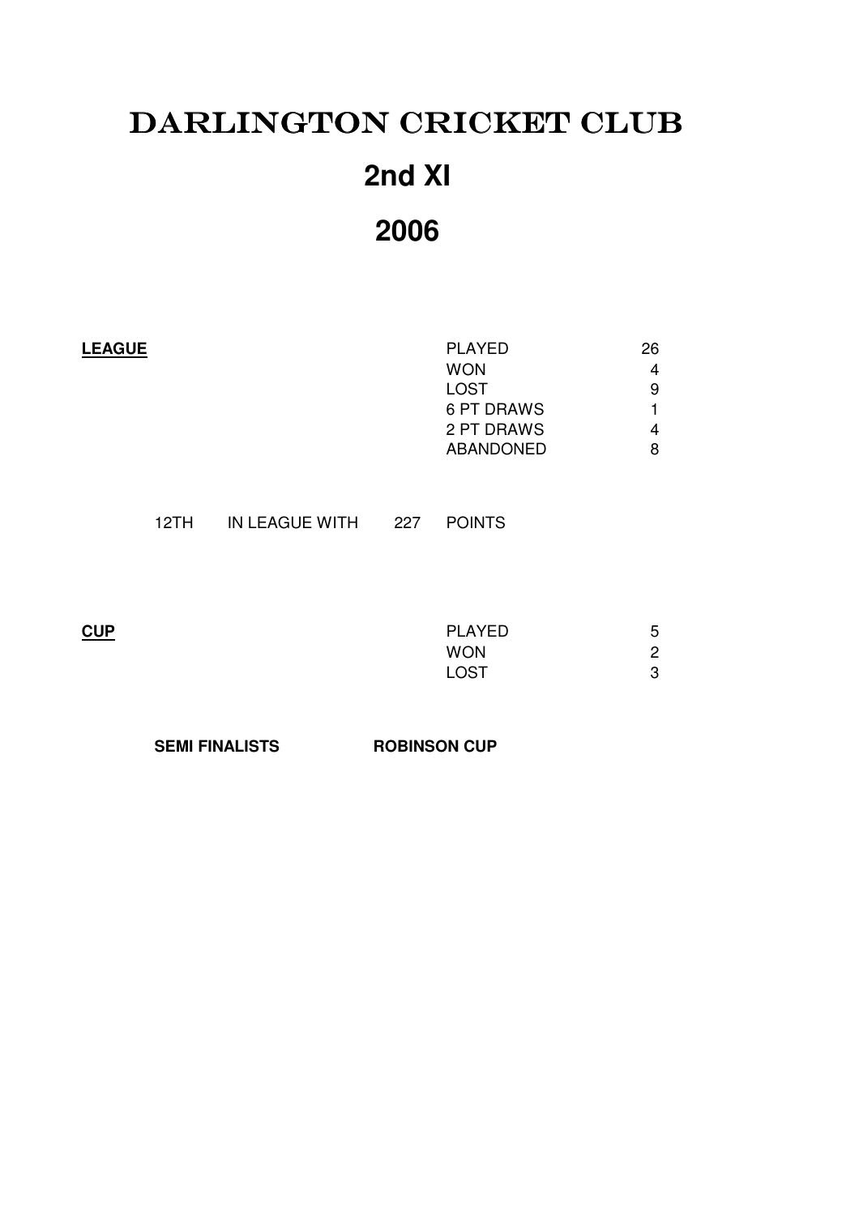# DARLINGTON CRICKET CLUB

# 2nd XI

# 2006

**LEAGUE**

| | |
|---|---|
| PLAYED | 26 |
| WON | 4 |
| LOST | 9 |
| 6 PT DRAWS | 1 |
| 2 PT DRAWS | 4 |
| ABANDONED | 8 |

12TH IN LEAGUE WITH 227 POINTS

**CUP**

| | |
|---|---|
| PLAYED | 5 |
| WON | 2 |
| LOST | 3 |

**SEMI FINALISTS ROBINSON CUP**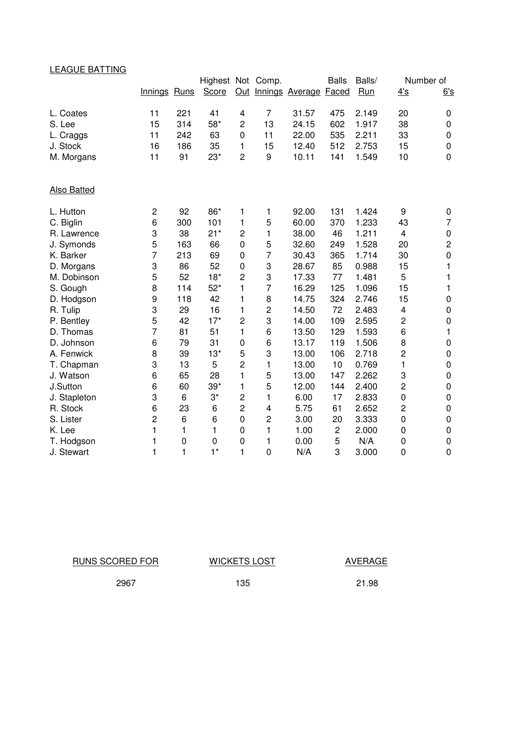## LEAGUE BATTING

| | Innings | Runs | Highest Score | Not Out | Comp. Innings | Average | Balls Faced | Balls/ Run | Number of 4's | 6's |
|---|---|---|---|---|---|---|---|---|---|---|
| L. Coates | 11 | 221 | 41 | 4 | 7 | 31.57 | 475 | 2.149 | 20 | 0 |
| S. Lee | 15 | 314 | 58* | 2 | 13 | 24.15 | 602 | 1.917 | 38 | 0 |
| L. Craggs | 11 | 242 | 63 | 0 | 11 | 22.00 | 535 | 2.211 | 33 | 0 |
| J. Stock | 16 | 186 | 35 | 1 | 15 | 12.40 | 512 | 2.753 | 15 | 0 |
| M. Morgans | 11 | 91 | 23* | 2 | 9 | 10.11 | 141 | 1.549 | 10 | 0 |

## Also Batted

| | Innings | Runs | Highest Score | Not Out | Comp. Innings | Average | Balls Faced | Balls/ Run | Number of 4's | 6's |
|---|---|---|---|---|---|---|---|---|---|---|
| L. Hutton | 2 | 92 | 86* | 1 | 1 | 92.00 | 131 | 1.424 | 9 | 0 |
| C. Biglin | 6 | 300 | 101 | 1 | 5 | 60.00 | 370 | 1.233 | 43 | 7 |
| R. Lawrence | 3 | 38 | 21* | 2 | 1 | 38.00 | 46 | 1.211 | 4 | 0 |
| J. Symonds | 5 | 163 | 66 | 0 | 5 | 32.60 | 249 | 1.528 | 20 | 2 |
| K. Barker | 7 | 213 | 69 | 0 | 7 | 30.43 | 365 | 1.714 | 30 | 0 |
| D. Morgans | 3 | 86 | 52 | 0 | 3 | 28.67 | 85 | 0.988 | 15 | 1 |
| M. Dobinson | 5 | 52 | 18* | 2 | 3 | 17.33 | 77 | 1.481 | 5 | 1 |
| S. Gough | 8 | 114 | 52* | 1 | 7 | 16.29 | 125 | 1.096 | 15 | 1 |
| D. Hodgson | 9 | 118 | 42 | 1 | 8 | 14.75 | 324 | 2.746 | 15 | 0 |
| R. Tulip | 3 | 29 | 16 | 1 | 2 | 14.50 | 72 | 2.483 | 4 | 0 |
| P. Bentley | 5 | 42 | 17* | 2 | 3 | 14.00 | 109 | 2.595 | 2 | 0 |
| D. Thomas | 7 | 81 | 51 | 1 | 6 | 13.50 | 129 | 1.593 | 6 | 1 |
| D. Johnson | 6 | 79 | 31 | 0 | 6 | 13.17 | 119 | 1.506 | 8 | 0 |
| A. Fenwick | 8 | 39 | 13* | 5 | 3 | 13.00 | 106 | 2.718 | 2 | 0 |
| T. Chapman | 3 | 13 | 5 | 2 | 1 | 13.00 | 10 | 0.769 | 1 | 0 |
| J. Watson | 6 | 65 | 28 | 1 | 5 | 13.00 | 147 | 2.262 | 3 | 0 |
| J.Sutton | 6 | 60 | 39* | 1 | 5 | 12.00 | 144 | 2.400 | 2 | 0 |
| J. Stapleton | 3 | 6 | 3* | 2 | 1 | 6.00 | 17 | 2.833 | 0 | 0 |
| R. Stock | 6 | 23 | 6 | 2 | 4 | 5.75 | 61 | 2.652 | 2 | 0 |
| S. Lister | 2 | 6 | 6 | 0 | 2 | 3.00 | 20 | 3.333 | 0 | 0 |
| K. Lee | 1 | 1 | 1 | 0 | 1 | 1.00 | 2 | 2.000 | 0 | 0 |
| T. Hodgson | 1 | 0 | 0 | 0 | 1 | 0.00 | 5 | N/A | 0 | 0 |
| J. Stewart | 1 | 1 | 1* | 1 | 0 | N/A | 3 | 3.000 | 0 | 0 |

| RUNS SCORED FOR | WICKETS LOST | AVERAGE |
|---|---|---|
| 2967 | 135 | 21.98 |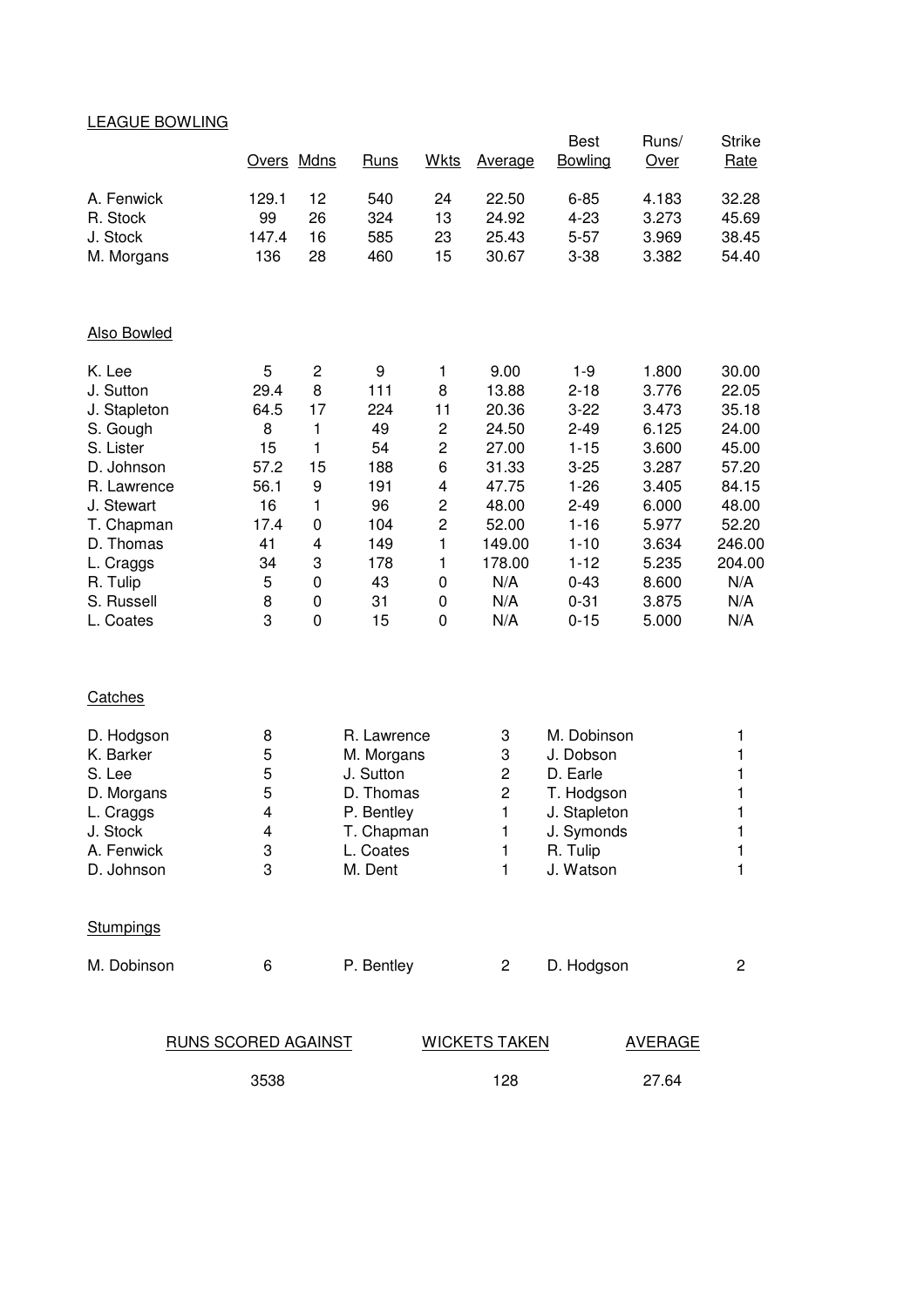## LEAGUE BOWLING

| | Overs | Mdns | Runs | Wkts | Average | Best Bowling | Runs/ Over | Strike Rate |
|---|---|---|---|---|---|---|---|---|
| A. Fenwick | 129.1 | 12 | 540 | 24 | 22.50 | 6-85 | 4.183 | 32.28 |
| R. Stock | 99 | 26 | 324 | 13 | 24.92 | 4-23 | 3.273 | 45.69 |
| J. Stock | 147.4 | 16 | 585 | 23 | 25.43 | 5-57 | 3.969 | 38.45 |
| M. Morgans | 136 | 28 | 460 | 15 | 30.67 | 3-38 | 3.382 | 54.40 |

## Also Bowled

| | Overs | Mdns | Runs | Wkts | Average | Best Bowling | Runs/ Over | Strike Rate |
|---|---|---|---|---|---|---|---|---|
| K. Lee | 5 | 2 | 9 | 1 | 9.00 | 1-9 | 1.800 | 30.00 |
| J. Sutton | 29.4 | 8 | 111 | 8 | 13.88 | 2-18 | 3.776 | 22.05 |
| J. Stapleton | 64.5 | 17 | 224 | 11 | 20.36 | 3-22 | 3.473 | 35.18 |
| S. Gough | 8 | 1 | 49 | 2 | 24.50 | 2-49 | 6.125 | 24.00 |
| S. Lister | 15 | 1 | 54 | 2 | 27.00 | 1-15 | 3.600 | 45.00 |
| D. Johnson | 57.2 | 15 | 188 | 6 | 31.33 | 3-25 | 3.287 | 57.20 |
| R. Lawrence | 56.1 | 9 | 191 | 4 | 47.75 | 1-26 | 3.405 | 84.15 |
| J. Stewart | 16 | 1 | 96 | 2 | 48.00 | 2-49 | 6.000 | 48.00 |
| T. Chapman | 17.4 | 0 | 104 | 2 | 52.00 | 1-16 | 5.977 | 52.20 |
| D. Thomas | 41 | 4 | 149 | 1 | 149.00 | 1-10 | 3.634 | 246.00 |
| L. Craggs | 34 | 3 | 178 | 1 | 178.00 | 1-12 | 5.235 | 204.00 |
| R. Tulip | 5 | 0 | 43 | 0 | N/A | 0-43 | 8.600 | N/A |
| S. Russell | 8 | 0 | 31 | 0 | N/A | 0-31 | 3.875 | N/A |
| L. Coates | 3 | 0 | 15 | 0 | N/A | 0-15 | 5.000 | N/A |

## Catches

| | | | | | |
|---|---|---|---|---|---|
| D. Hodgson | 8 | R. Lawrence | 3 | M. Dobinson | 1 |
| K. Barker | 5 | M. Morgans | 3 | J. Dobson | 1 |
| S. Lee | 5 | J. Sutton | 2 | D. Earle | 1 |
| D. Morgans | 5 | D. Thomas | 2 | T. Hodgson | 1 |
| L. Craggs | 4 | P. Bentley | 1 | J. Stapleton | 1 |
| J. Stock | 4 | T. Chapman | 1 | J. Symonds | 1 |
| A. Fenwick | 3 | L. Coates | 1 | R. Tulip | 1 |
| D. Johnson | 3 | M. Dent | 1 | J. Watson | 1 |

## Stumpings

| | | | | | |
|---|---|---|---|---|---|
| M. Dobinson | 6 | P. Bentley | 2 | D. Hodgson | 2 |

| RUNS SCORED AGAINST | WICKETS TAKEN | AVERAGE |
|---|---|---|
| 3538 | 128 | 27.64 |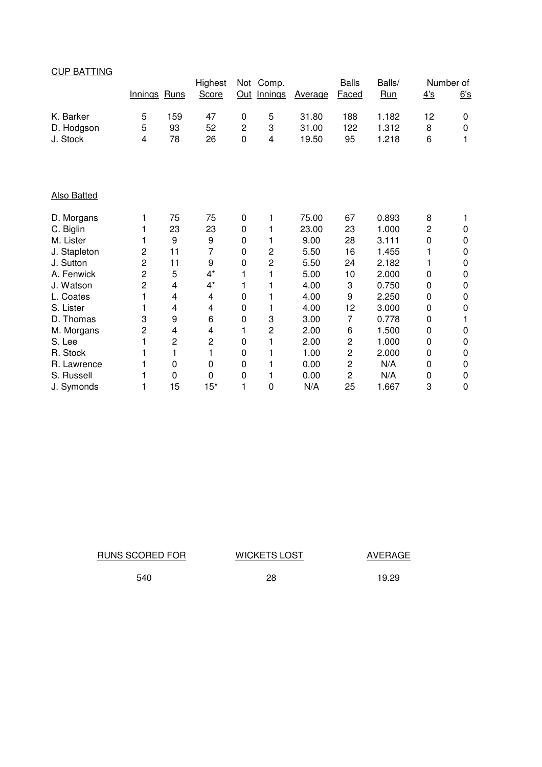## CUP BATTING

| | Innings | Runs | Highest Score | Not Out | Comp. Innings | Average | Balls Faced | Balls/ Run | Number of 4's | Number of 6's |
|---|---|---|---|---|---|---|---|---|---|---|
| K. Barker | 5 | 159 | 47 | 0 | 5 | 31.80 | 188 | 1.182 | 12 | 0 |
| D. Hodgson | 5 | 93 | 52 | 2 | 3 | 31.00 | 122 | 1.312 | 8 | 0 |
| J. Stock | 4 | 78 | 26 | 0 | 4 | 19.50 | 95 | 1.218 | 6 | 1 |

## Also Batted

| | Innings | Runs | Highest Score | Not Out | Comp. Innings | Average | Balls Faced | Balls/ Run | Number of 4's | Number of 6's |
|---|---|---|---|---|---|---|---|---|---|---|
| D. Morgans | 1 | 75 | 75 | 0 | 1 | 75.00 | 67 | 0.893 | 8 | 1 |
| C. Biglin | 1 | 23 | 23 | 0 | 1 | 23.00 | 23 | 1.000 | 2 | 0 |
| M. Lister | 1 | 9 | 9 | 0 | 1 | 9.00 | 28 | 3.111 | 0 | 0 |
| J. Stapleton | 2 | 11 | 7 | 0 | 2 | 5.50 | 16 | 1.455 | 1 | 0 |
| J. Sutton | 2 | 11 | 9 | 0 | 2 | 5.50 | 24 | 2.182 | 1 | 0 |
| A. Fenwick | 2 | 5 | 4* | 1 | 1 | 5.00 | 10 | 2.000 | 0 | 0 |
| J. Watson | 2 | 4 | 4* | 1 | 1 | 4.00 | 3 | 0.750 | 0 | 0 |
| L. Coates | 1 | 4 | 4 | 0 | 1 | 4.00 | 9 | 2.250 | 0 | 0 |
| S. Lister | 1 | 4 | 4 | 0 | 1 | 4.00 | 12 | 3.000 | 0 | 0 |
| D. Thomas | 3 | 9 | 6 | 0 | 3 | 3.00 | 7 | 0.778 | 0 | 1 |
| M. Morgans | 2 | 4 | 4 | 1 | 2 | 2.00 | 6 | 1.500 | 0 | 0 |
| S. Lee | 1 | 2 | 2 | 0 | 1 | 2.00 | 2 | 1.000 | 0 | 0 |
| R. Stock | 1 | 1 | 1 | 0 | 1 | 1.00 | 2 | 2.000 | 0 | 0 |
| R. Lawrence | 1 | 0 | 0 | 0 | 1 | 0.00 | 2 | N/A | 0 | 0 |
| S. Russell | 1 | 0 | 0 | 0 | 1 | 0.00 | 2 | N/A | 0 | 0 |
| J. Symonds | 1 | 15 | 15* | 1 | 0 | N/A | 25 | 1.667 | 3 | 0 |

| RUNS SCORED FOR | WICKETS LOST | AVERAGE |
|---|---|---|
| 540 | 28 | 19.29 |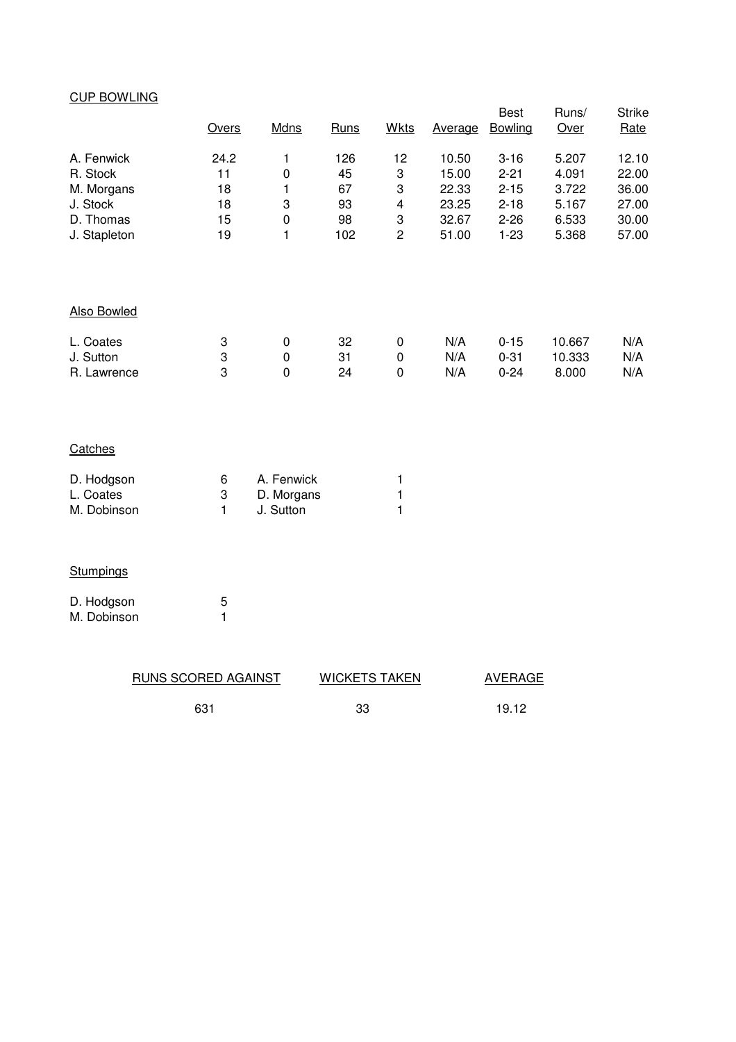## CUP BOWLING

| | Overs | Mdns | Runs | Wkts | Average | Best Bowling | Runs/ Over | Strike Rate |
|---|---|---|---|---|---|---|---|---|
| A. Fenwick | 24.2 | 1 | 126 | 12 | 10.50 | 3-16 | 5.207 | 12.10 |
| R. Stock | 11 | 0 | 45 | 3 | 15.00 | 2-21 | 4.091 | 22.00 |
| M. Morgans | 18 | 1 | 67 | 3 | 22.33 | 2-15 | 3.722 | 36.00 |
| J. Stock | 18 | 3 | 93 | 4 | 23.25 | 2-18 | 5.167 | 27.00 |
| D. Thomas | 15 | 0 | 98 | 3 | 32.67 | 2-26 | 6.533 | 30.00 |
| J. Stapleton | 19 | 1 | 102 | 2 | 51.00 | 1-23 | 5.368 | 57.00 |

## Also Bowled

| | Overs | Mdns | Runs | Wkts | Average | Best Bowling | Runs/ Over | Strike Rate |
|---|---|---|---|---|---|---|---|---|
| L. Coates | 3 | 0 | 32 | 0 | N/A | 0-15 | 10.667 | N/A |
| J. Sutton | 3 | 0 | 31 | 0 | N/A | 0-31 | 10.333 | N/A |
| R. Lawrence | 3 | 0 | 24 | 0 | N/A | 0-24 | 8.000 | N/A |

## Catches

| | | | |
|---|---|---|---|
| D. Hodgson | 6 | A. Fenwick | 1 |
| L. Coates | 3 | D. Morgans | 1 |
| M. Dobinson | 1 | J. Sutton | 1 |

## Stumpings

| | |
|---|---|
| D. Hodgson | 5 |
| M. Dobinson | 1 |

| RUNS SCORED AGAINST | WICKETS TAKEN | AVERAGE |
|---|---|---|
| 631 | 33 | 19.12 |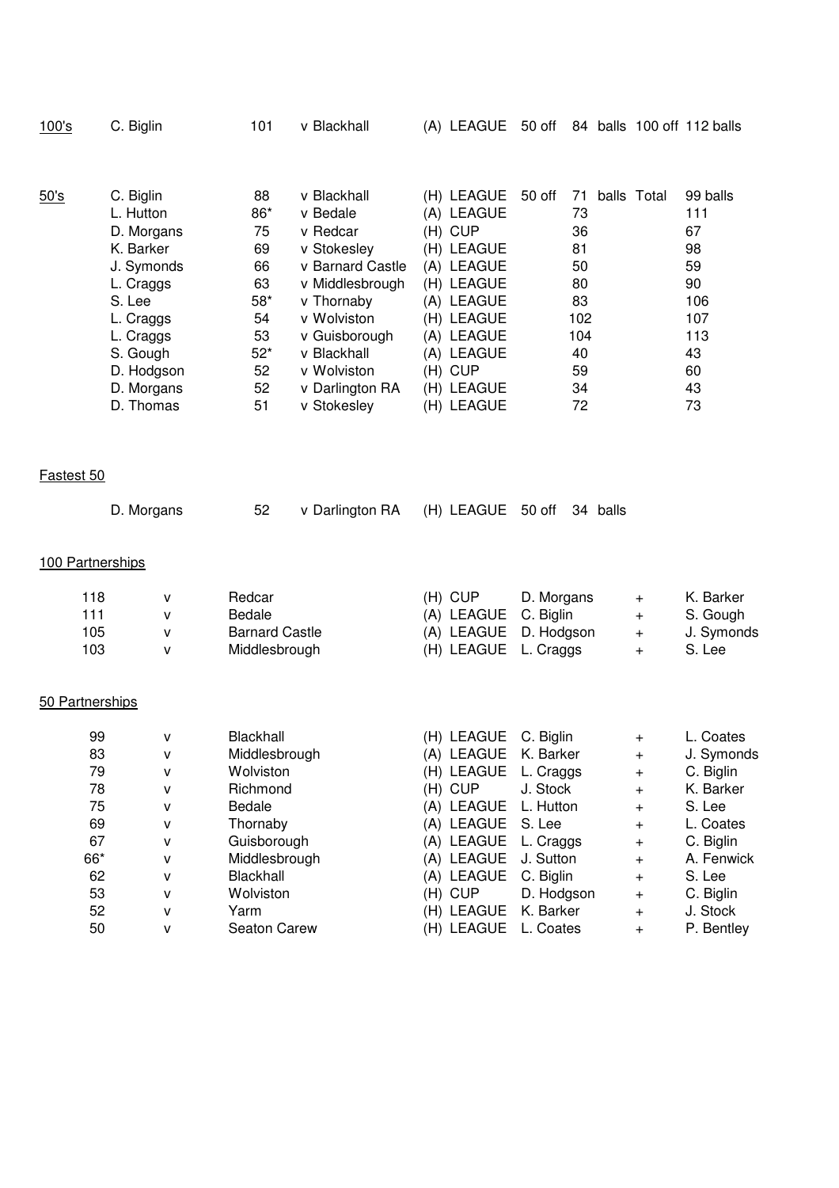## 100's

| Player | Runs | Opponent | Venue / Comp | | | |
|---|---|---|---|---|---|---|
| C. Biglin | 101 | v Blackhall | (A) LEAGUE | 50 off | 84 balls | 100 off 112 balls |

## 50's

| Player | Runs | Opponent | Venue / Comp | 50 off (balls) | Total (balls) |
|---|---|---|---|---|---|
| C. Biglin | 88 | v Blackhall | (H) LEAGUE | 71 | 99 |
| L. Hutton | 86* | v Bedale | (A) LEAGUE | 73 | 111 |
| D. Morgans | 75 | v Redcar | (H) CUP | 36 | 67 |
| K. Barker | 69 | v Stokesley | (H) LEAGUE | 81 | 98 |
| J. Symonds | 66 | v Barnard Castle | (A) LEAGUE | 50 | 59 |
| L. Craggs | 63 | v Middlesbrough | (H) LEAGUE | 80 | 90 |
| S. Lee | 58* | v Thornaby | (A) LEAGUE | 83 | 106 |
| L. Craggs | 54 | v Wolviston | (H) LEAGUE | 102 | 107 |
| L. Craggs | 53 | v Guisborough | (A) LEAGUE | 104 | 113 |
| S. Gough | 52* | v Blackhall | (A) LEAGUE | 40 | 43 |
| D. Hodgson | 52 | v Wolviston | (H) CUP | 59 | 60 |
| D. Morgans | 52 | v Darlington RA | (H) LEAGUE | 34 | 43 |
| D. Thomas | 51 | v Stokesley | (H) LEAGUE | 72 | 73 |

## Fastest 50

D. Morgans 52 v Darlington RA (H) LEAGUE 50 off 34 balls

## 100 Partnerships

| Runs | | Opponent | Venue / Comp | Batsman | | Batsman |
|---|---|---|---|---|---|---|
| 118 | v | Redcar | (H) CUP | D. Morgans | + | K. Barker |
| 111 | v | Bedale | (A) LEAGUE | C. Biglin | + | S. Gough |
| 105 | v | Barnard Castle | (A) LEAGUE | D. Hodgson | + | J. Symonds |
| 103 | v | Middlesbrough | (H) LEAGUE | L. Craggs | + | S. Lee |

## 50 Partnerships

| Runs | | Opponent | Venue / Comp | Batsman | | Batsman |
|---|---|---|---|---|---|---|
| 99 | v | Blackhall | (H) LEAGUE | C. Biglin | + | L. Coates |
| 83 | v | Middlesbrough | (A) LEAGUE | K. Barker | + | J. Symonds |
| 79 | v | Wolviston | (H) LEAGUE | L. Craggs | + | C. Biglin |
| 78 | v | Richmond | (H) CUP | J. Stock | + | K. Barker |
| 75 | v | Bedale | (A) LEAGUE | L. Hutton | + | S. Lee |
| 69 | v | Thornaby | (A) LEAGUE | S. Lee | + | L. Coates |
| 67 | v | Guisborough | (A) LEAGUE | L. Craggs | + | C. Biglin |
| 66* | v | Middlesbrough | (A) LEAGUE | J. Sutton | + | A. Fenwick |
| 62 | v | Blackhall | (A) LEAGUE | C. Biglin | + | S. Lee |
| 53 | v | Wolviston | (H) CUP | D. Hodgson | + | C. Biglin |
| 52 | v | Yarm | (H) LEAGUE | K. Barker | + | J. Stock |
| 50 | v | Seaton Carew | (H) LEAGUE | L. Coates | + | P. Bentley |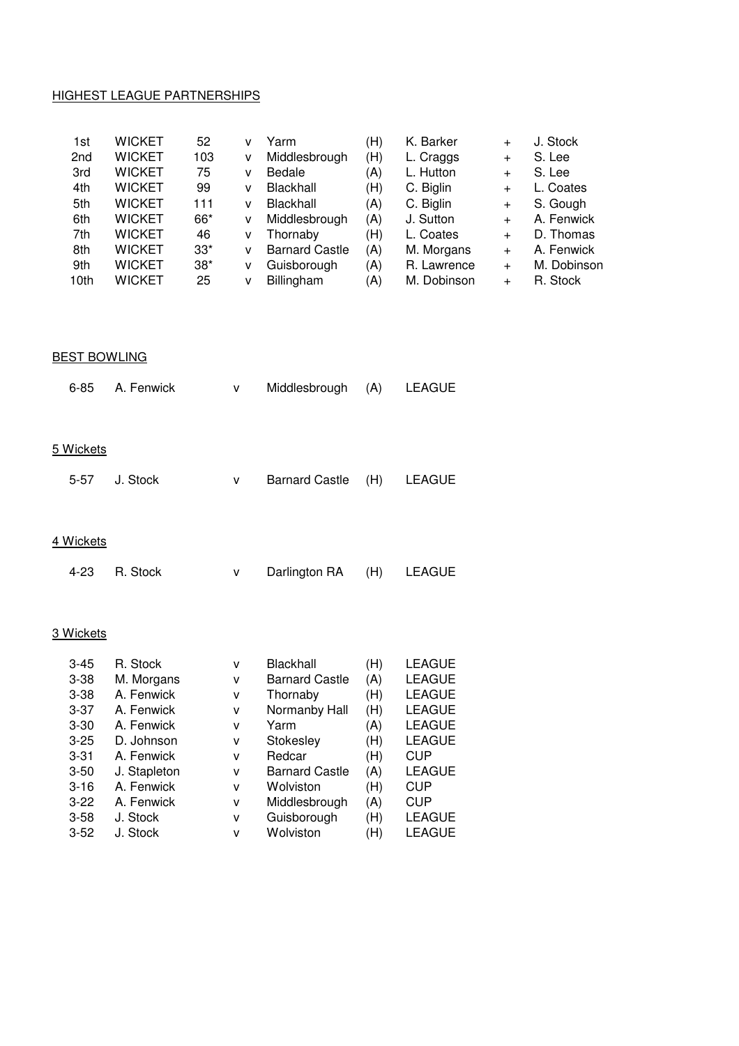## HIGHEST LEAGUE PARTNERSHIPS

| | | | | | | | | |
|---|---|---|---|---|---|---|---|---|
| 1st | WICKET | 52 | v | Yarm | (H) | K. Barker | + | J. Stock |
| 2nd | WICKET | 103 | v | Middlesbrough | (H) | L. Craggs | + | S. Lee |
| 3rd | WICKET | 75 | v | Bedale | (A) | L. Hutton | + | S. Lee |
| 4th | WICKET | 99 | v | Blackhall | (H) | C. Biglin | + | L. Coates |
| 5th | WICKET | 111 | v | Blackhall | (A) | C. Biglin | + | S. Gough |
| 6th | WICKET | 66* | v | Middlesbrough | (A) | J. Sutton | + | A. Fenwick |
| 7th | WICKET | 46 | v | Thornaby | (H) | L. Coates | + | D. Thomas |
| 8th | WICKET | 33* | v | Barnard Castle | (A) | M. Morgans | + | A. Fenwick |
| 9th | WICKET | 38* | v | Guisborough | (A) | R. Lawrence | + | M. Dobinson |
| 10th | WICKET | 25 | v | Billingham | (A) | M. Dobinson | + | R. Stock |

## BEST BOWLING

| | | | | | |
|---|---|---|---|---|---|
| 6-85 | A. Fenwick | v | Middlesbrough | (A) | LEAGUE |

### 5 Wickets

| | | | | | |
|---|---|---|---|---|---|
| 5-57 | J. Stock | v | Barnard Castle | (H) | LEAGUE |

### 4 Wickets

| | | | | | |
|---|---|---|---|---|---|
| 4-23 | R. Stock | v | Darlington RA | (H) | LEAGUE |

### 3 Wickets

| | | | | | |
|---|---|---|---|---|---|
| 3-45 | R. Stock | v | Blackhall | (H) | LEAGUE |
| 3-38 | M. Morgans | v | Barnard Castle | (A) | LEAGUE |
| 3-38 | A. Fenwick | v | Thornaby | (H) | LEAGUE |
| 3-37 | A. Fenwick | v | Normanby Hall | (H) | LEAGUE |
| 3-30 | A. Fenwick | v | Yarm | (A) | LEAGUE |
| 3-25 | D. Johnson | v | Stokesley | (H) | LEAGUE |
| 3-31 | A. Fenwick | v | Redcar | (H) | CUP |
| 3-50 | J. Stapleton | v | Barnard Castle | (A) | LEAGUE |
| 3-16 | A. Fenwick | v | Wolviston | (H) | CUP |
| 3-22 | A. Fenwick | v | Middlesbrough | (A) | CUP |
| 3-58 | J. Stock | v | Guisborough | (H) | LEAGUE |
| 3-52 | J. Stock | v | Wolviston | (H) | LEAGUE |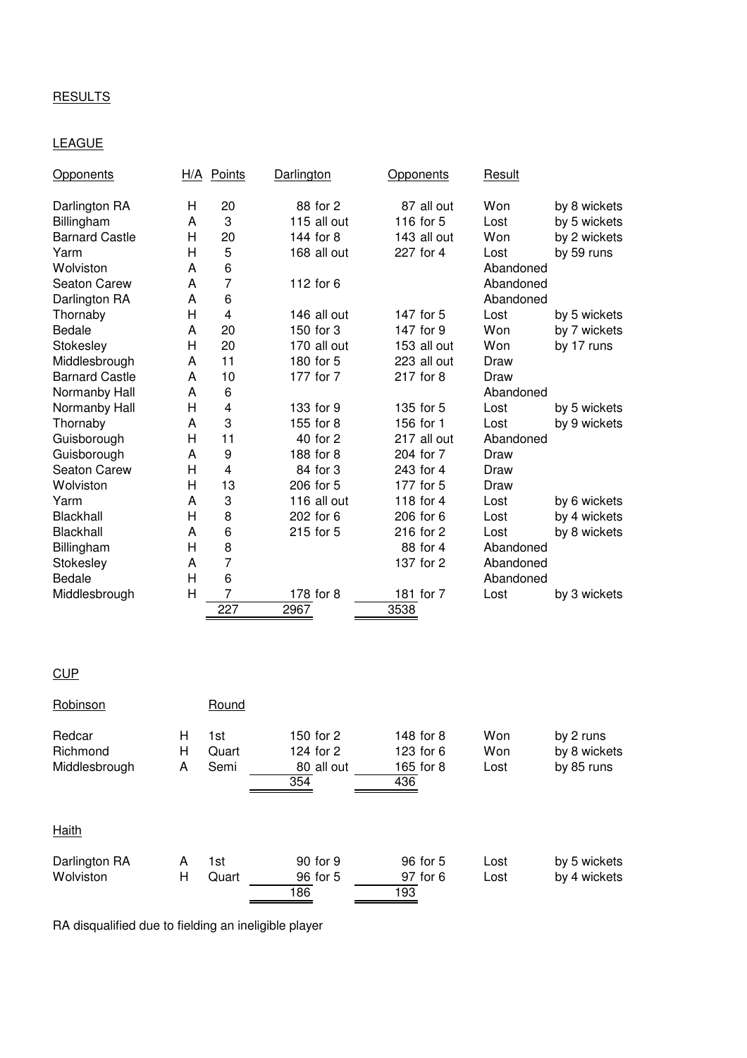RESULTS

LEAGUE

| Opponents | H/A | Points | Darlington | Opponents | Result | |
|---|---|---|---|---|---|---|
| Darlington RA | H | 20 | 88 for 2 | 87 all out | Won | by 8 wickets |
| Billingham | A | 3 | 115 all out | 116 for 5 | Lost | by 5 wickets |
| Barnard Castle | H | 20 | 144 for 8 | 143 all out | Won | by 2 wickets |
| Yarm | H | 5 | 168 all out | 227 for 4 | Lost | by 59 runs |
| Wolviston | A | 6 | | | Abandoned | |
| Seaton Carew | A | 7 | 112 for 6 | | Abandoned | |
| Darlington RA | A | 6 | | | Abandoned | |
| Thornaby | H | 4 | 146 all out | 147 for 5 | Lost | by 5 wickets |
| Bedale | A | 20 | 150 for 3 | 147 for 9 | Won | by 7 wickets |
| Stokesley | H | 20 | 170 all out | 153 all out | Won | by 17 runs |
| Middlesbrough | A | 11 | 180 for 5 | 223 all out | Draw | |
| Barnard Castle | A | 10 | 177 for 7 | 217 for 8 | Draw | |
| Normanby Hall | A | 6 | | | Abandoned | |
| Normanby Hall | H | 4 | 133 for 9 | 135 for 5 | Lost | by 5 wickets |
| Thornaby | A | 3 | 155 for 8 | 156 for 1 | Lost | by 9 wickets |
| Guisborough | H | 11 | 40 for 2 | 217 all out | Abandoned | |
| Guisborough | A | 9 | 188 for 8 | 204 for 7 | Draw | |
| Seaton Carew | H | 4 | 84 for 3 | 243 for 4 | Draw | |
| Wolviston | H | 13 | 206 for 5 | 177 for 5 | Draw | |
| Yarm | A | 3 | 116 all out | 118 for 4 | Lost | by 6 wickets |
| Blackhall | H | 8 | 202 for 6 | 206 for 6 | Lost | by 4 wickets |
| Blackhall | A | 6 | 215 for 5 | 216 for 2 | Lost | by 8 wickets |
| Billingham | H | 8 | | 88 for 4 | Abandoned | |
| Stokesley | A | 7 | | 137 for 2 | Abandoned | |
| Bedale | H | 6 | | | Abandoned | |
| Middlesbrough | H | 7 | 178 for 8 | 181 for 7 | Lost | by 3 wickets |
| | | 227 | 2967 | 3538 | | |

CUP

| Robinson | | Round | | | | |
|---|---|---|---|---|---|---|
| Redcar | H | 1st | 150 for 2 | 148 for 8 | Won | by 2 runs |
| Richmond | H | Quart | 124 for 2 | 123 for 6 | Won | by 8 wickets |
| Middlesbrough | A | Semi | 80 all out | 165 for 8 | Lost | by 85 runs |
| | | | 354 | 436 | | |

Haith

| | | | | | | |
|---|---|---|---|---|---|---|
| Darlington RA | A | 1st | 90 for 9 | 96 for 5 | Lost | by 5 wickets |
| Wolviston | H | Quart | 96 for 5 | 97 for 6 | Lost | by 4 wickets |
| | | | 186 | 193 | | |

RA disqualified due to fielding an ineligible player